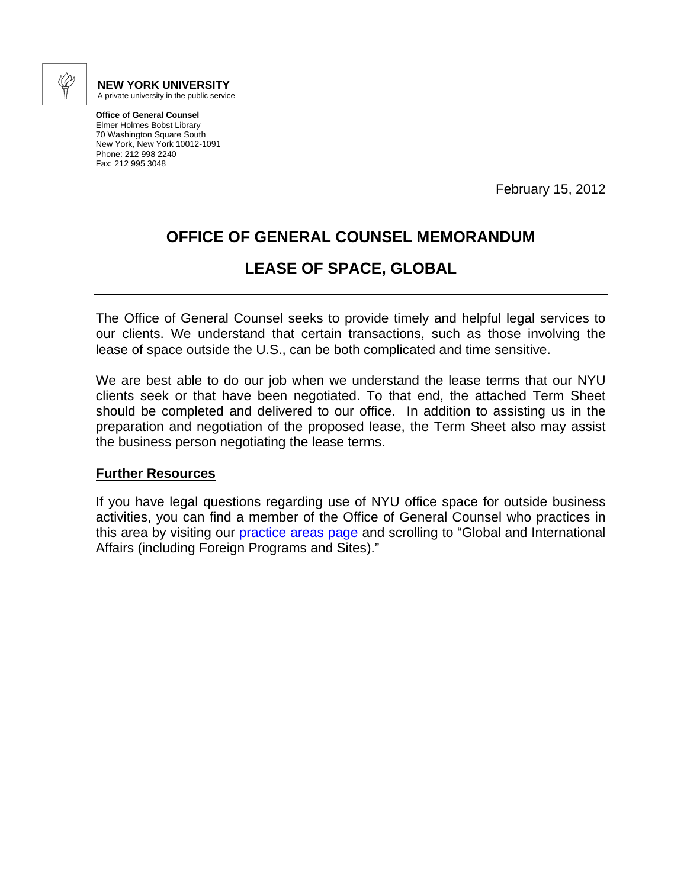**NEW YORK UNIVERSITY**
A private university in the public service

**Office of General Counsel**
Elmer Holmes Bobst Library
70 Washington Square South
New York, New York 10012-1091
Phone: 212 998 2240
Fax: 212 995 3048

February 15, 2012

# OFFICE OF GENERAL COUNSEL MEMORANDUM

## LEASE OF SPACE, GLOBAL

---

The Office of General Counsel seeks to provide timely and helpful legal services to our clients. We understand that certain transactions, such as those involving the lease of space outside the U.S., can be both complicated and time sensitive.

We are best able to do our job when we understand the lease terms that our NYU clients seek or that have been negotiated. To that end, the attached Term Sheet should be completed and delivered to our office. In addition to assisting us in the preparation and negotiation of the proposed lease, the Term Sheet also may assist the business person negotiating the lease terms.

### Further Resources

If you have legal questions regarding use of NYU office space for outside business activities, you can find a member of the Office of General Counsel who practices in this area by visiting our practice areas page and scrolling to "Global and International Affairs (including Foreign Programs and Sites)."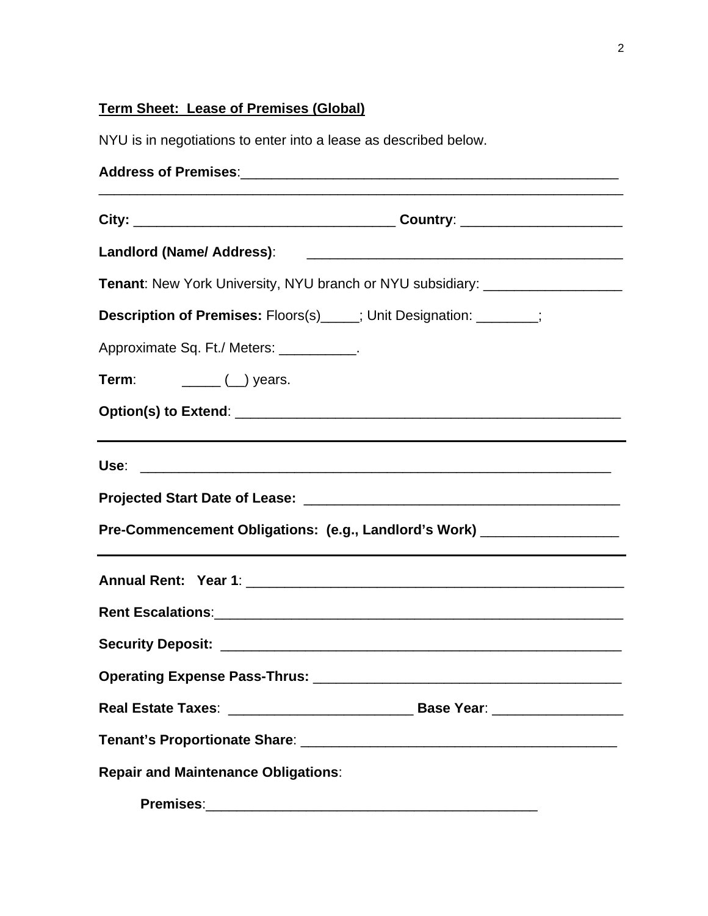**Term Sheet: Lease of Premises (Global)**

NYU is in negotiations to enter into a lease as described below.

**Address of Premises**:__________________________________________________
____________________________________________________________________

**City:** _________________________________ **Country**: ____________________

**Landlord (Name/ Address)**: _________________________________________

**Tenant**: New York University, NYU branch or NYU subsidiary: _________________

**Description of Premises:** Floors(s)_____; Unit Designation: ________;

Approximate Sq. Ft./ Meters: __________.

**Term**: _____ (__) years.

**Option(s) to Extend**: __________________________________________________

---

**Use**: _______________________________________________________________

**Projected Start Date of Lease:** ________________________________________

**Pre-Commencement Obligations: (e.g., Landlord's Work)** _________________

---

**Annual Rent: Year 1**: _________________________________________________

**Rent Escalations**:______________________________________________________

**Security Deposit:** _____________________________________________________

**Operating Expense Pass-Thrus:** _________________________________________

**Real Estate Taxes**: ________________________ **Base Year**: ________________

**Tenant's Proportionate Share**: __________________________________________

**Repair and Maintenance Obligations**:

**Premises**:___________________________________________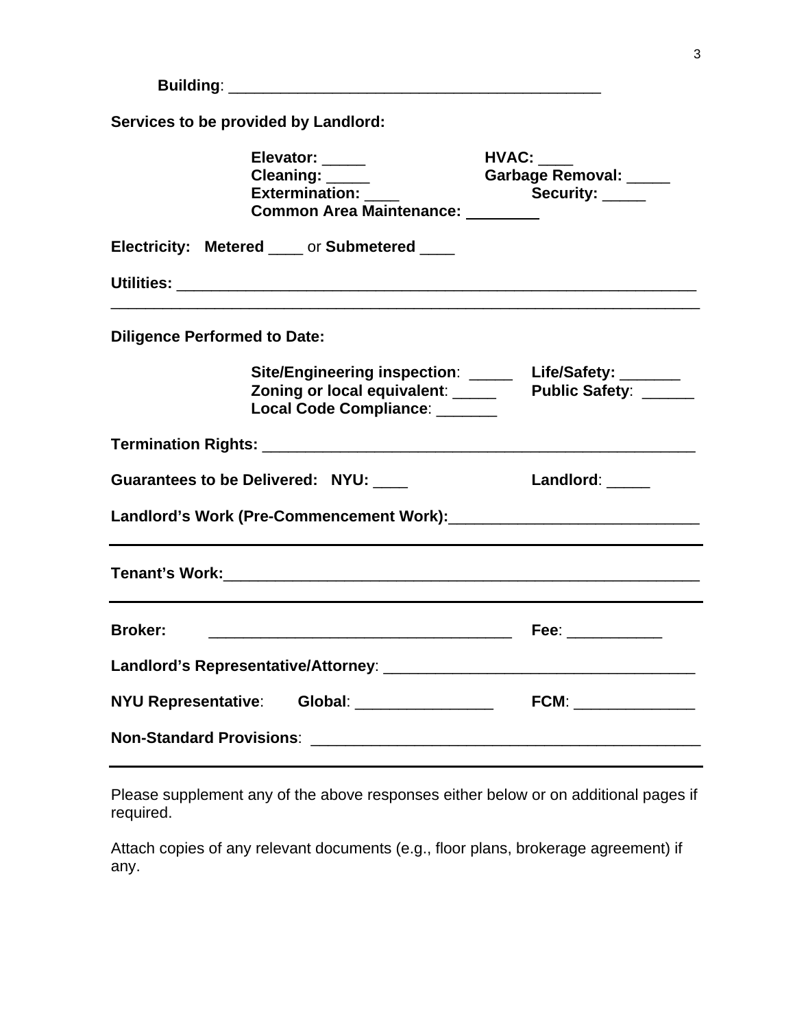**Building**: ___________________________________________

**Services to be provided by Landlord:**

**Elevator:** _____ **HVAC:** ____
**Cleaning:** _____ **Garbage Removal:** _____
**Extermination:** ____ **Security:** _____
**Common Area Maintenance:** ________

**Electricity:** **Metered** ____ or **Submetered** ____

**Utilities:** ____________________________________________________________
____________________________________________________________________

**Diligence Performed to Date:**

**Site/Engineering inspection**: _____ **Life/Safety:** _______
**Zoning or local equivalent**: _____ **Public Safety**: ______
**Local Code Compliance**: _______

**Termination Rights:** __________________________________________________

**Guarantees to be Delivered:** **NYU:** ____ **Landlord**: _____

**Landlord's Work (Pre-Commencement Work):**___________________________

---

**Tenant's Work:**________________________________________________________

---

**Broker:** ___________________________________ **Fee**: ___________

**Landlord's Representative/Attorney**: ___________________________________

**NYU Representative**: **Global**: ________________ **FCM**: ______________

**Non-Standard Provisions**: ____________________________________________

---

Please supplement any of the above responses either below or on additional pages if required.

Attach copies of any relevant documents (e.g., floor plans, brokerage agreement) if any.